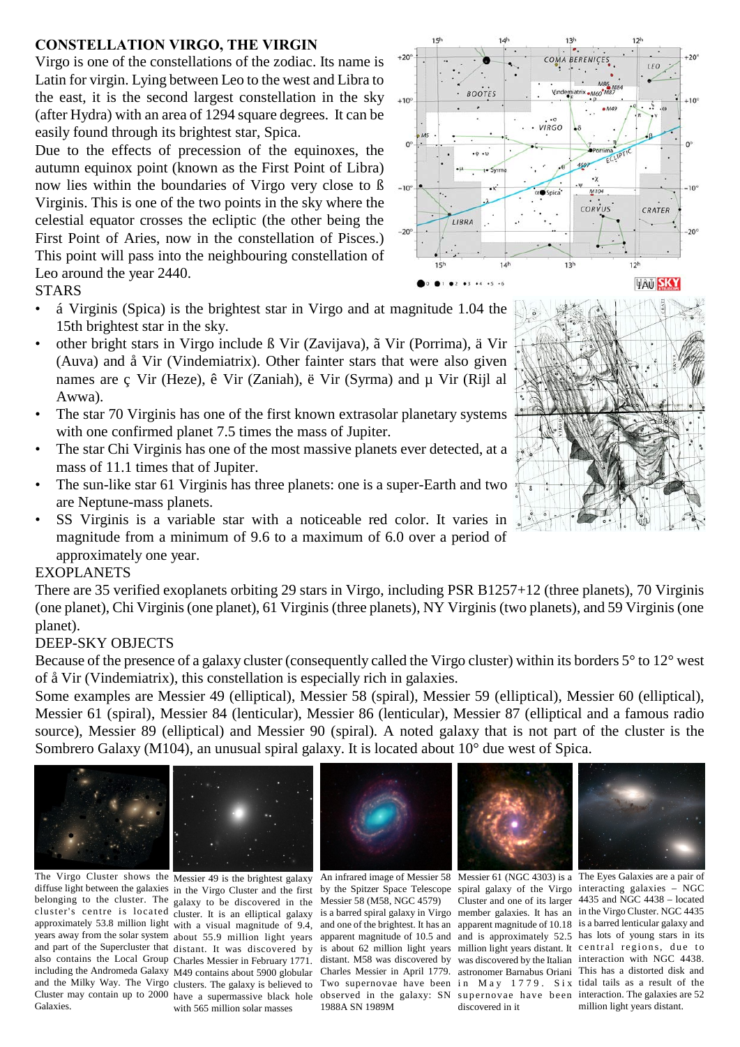# CONSTELLATION VIRGO, THE VIRGIN

Virgo is one of the constellations of the zodiac. Its name is Latin for virgin. Lying between Leo to the west and Libra to the east, it is the second largest constellation in the sky (after Hydra) with an area of 1294 square degrees. It can be easily found through its brightest star, Spica.

Due to the effects of precession of the equinoxes, the autumn equinox point (known as the First Point of Libra) now lies within the boundaries of Virgo very close to ß Virginis. This is one of the two points in the sky where the celestial equator crosses the ecliptic (the other being the First Point of Aries, now in the constellation of Pisces.) This point will pass into the neighbouring constellation of Leo around the year 2440.

## STARS

- á Virginis (Spica) is the brightest star in Virgo and at magnitude 1.04 the 15th brightest star in the sky.
- other bright stars in Virgo include ß Vir (Zavijava), ã Vir (Porrima), ä Vir (Auva) and å Vir (Vindemiatrix). Other fainter stars that were also given names are ç Vir (Heze), ê Vir (Zaniah), ë Vir (Syrma) and µ Vir (Rijl al Awwa).
- The star 70 Virginis has one of the first known extrasolar planetary systems with one confirmed planet 7.5 times the mass of Jupiter.
- The star Chi Virginis has one of the most massive planets ever detected, at a mass of 11.1 times that of Jupiter.
- The sun-like star 61 Virginis has three planets: one is a super-Earth and two are Neptune-mass planets.
- SS Virginis is a variable star with a noticeable red color. It varies in magnitude from a minimum of 9.6 to a maximum of 6.0 over a period of approximately one year.

## EXOPLANETS

There are 35 verified exoplanets orbiting 29 stars in Virgo, including PSR B1257+12 (three planets), 70 Virginis (one planet), Chi Virginis (one planet), 61 Virginis (three planets), NY Virginis (two planets), and 59 Virginis (one planet).

## DEEP-SKY OBJECTS

Because of the presence of a galaxy cluster (consequently called the Virgo cluster) within its borders 5° to 12° west of å Vir (Vindemiatrix), this constellation is especially rich in galaxies.

Some examples are Messier 49 (elliptical), Messier 58 (spiral), Messier 59 (elliptical), Messier 60 (elliptical), Messier 61 (spiral), Messier 84 (lenticular), Messier 86 (lenticular), Messier 87 (elliptical and a famous radio source), Messier 89 (elliptical) and Messier 90 (spiral). A noted galaxy that is not part of the cluster is the Sombrero Galaxy (M104), an unusual spiral galaxy. It is located about 10° due west of Spica.

The Virgo Cluster shows the diffuse light between the galaxies belonging to the cluster. The cluster's centre is located approximately 53.8 million light years away from the solar system and part of the Supercluster that also contains the Local Group including the Andromeda Galaxy and the Milky Way. The Virgo Cluster may contain up to 2000 Galaxies.

Messier 49 is the brightest galaxy in the Virgo Cluster and the first galaxy to be discovered in the cluster. It is an elliptical galaxy with a visual magnitude of 9.4, about 55.9 million light years distant. It was discovered by Charles Messier in February 1771. M49 contains about 5900 globular clusters. The galaxy is believed to have a supermassive black hole with 565 million solar masses

An infrared image of Messier 58 by the Spitzer Space Telescope Messier 58 (M58, NGC 4579) is a barred spiral galaxy in Virgo and one of the brightest. It has an apparent magnitude of 10.5 and is about 62 million light years distant. M58 was discovered by Charles Messier in April 1779. Two supernovae have been observed in the galaxy: SN 1988A SN 1989M

Messier 61 (NGC 4303) is a spiral galaxy of the Virgo Cluster and one of its larger member galaxies. It has an apparent magnitude of 10.18 and is approximately 52.5 million light years distant. It was discovered by the Italian astronomer Barnabus Oriani in May 1779. Six supernovae have been discovered in it

The Eyes Galaxies are a pair of interacting galaxies – NGC 4435 and NGC 4438 – located in the Virgo Cluster. NGC 4435 is a barred lenticular galaxy and has lots of young stars in its central regions, due to interaction with NGC 4438. This has a distorted disk and tidal tails as a result of the interaction. The galaxies are 52 million light years distant.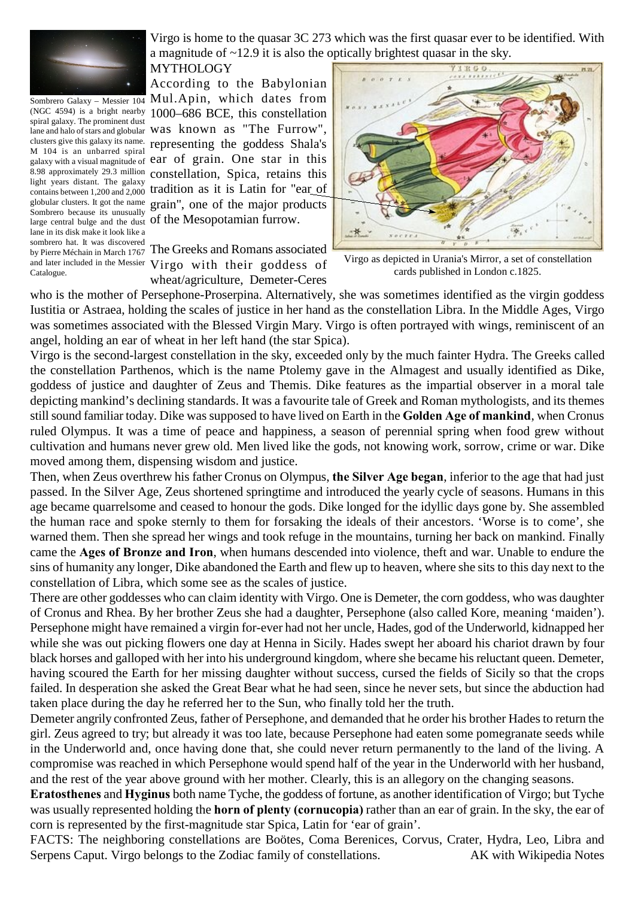Sombrero Galaxy – Messier 104 (NGC 4594) is a bright nearby spiral galaxy. The prominent dust lane and halo of stars and globular clusters give this galaxy its name. M 104 is an unbarred spiral galaxy with a visual magnitude of 8.98 approximately 29.3 million light years distant. The galaxy contains between 1,200 and 2,000 globular clusters. It got the name Sombrero because its unusually large central bulge and the dust lane in its disk make it look like a sombrero hat. It was discovered by Pierre Méchain in March 1767 and later included in the Messier Catalogue.

Virgo is home to the quasar 3C 273 which was the first quasar ever to be identified. With a magnitude of ~12.9 it is also the optically brightest quasar in the sky.

MYTHOLOGY

According to the Babylonian Mul.Apin, which dates from 1000–686 BCE, this constellation was known as "The Furrow", representing the goddess Shala's ear of grain. One star in this constellation, Spica, retains this tradition as it is Latin for "ear of grain", one of the major products of the Mesopotamian furrow.

Virgo as depicted in Urania's Mirror, a set of constellation cards published in London c.1825.

The Greeks and Romans associated Virgo with their goddess of wheat/agriculture, Demeter-Ceres who is the mother of Persephone-Proserpina. Alternatively, she was sometimes identified as the virgin goddess Iustitia or Astraea, holding the scales of justice in her hand as the constellation Libra. In the Middle Ages, Virgo was sometimes associated with the Blessed Virgin Mary. Virgo is often portrayed with wings, reminiscent of an angel, holding an ear of wheat in her left hand (the star Spica).

Virgo is the second-largest constellation in the sky, exceeded only by the much fainter Hydra. The Greeks called the constellation Parthenos, which is the name Ptolemy gave in the Almagest and usually identified as Dike, goddess of justice and daughter of Zeus and Themis. Dike features as the impartial observer in a moral tale depicting mankind's declining standards. It was a favourite tale of Greek and Roman mythologists, and its themes still sound familiar today. Dike was supposed to have lived on Earth in the **Golden Age of mankind**, when Cronus ruled Olympus. It was a time of peace and happiness, a season of perennial spring when food grew without cultivation and humans never grew old. Men lived like the gods, not knowing work, sorrow, crime or war. Dike moved among them, dispensing wisdom and justice.

Then, when Zeus overthrew his father Cronus on Olympus, **the Silver Age began**, inferior to the age that had just passed. In the Silver Age, Zeus shortened springtime and introduced the yearly cycle of seasons. Humans in this age became quarrelsome and ceased to honour the gods. Dike longed for the idyllic days gone by. She assembled the human race and spoke sternly to them for forsaking the ideals of their ancestors. 'Worse is to come', she warned them. Then she spread her wings and took refuge in the mountains, turning her back on mankind. Finally came the **Ages of Bronze and Iron**, when humans descended into violence, theft and war. Unable to endure the sins of humanity any longer, Dike abandoned the Earth and flew up to heaven, where she sits to this day next to the constellation of Libra, which some see as the scales of justice.

There are other goddesses who can claim identity with Virgo. One is Demeter, the corn goddess, who was daughter of Cronus and Rhea. By her brother Zeus she had a daughter, Persephone (also called Kore, meaning 'maiden'). Persephone might have remained a virgin for-ever had not her uncle, Hades, god of the Underworld, kidnapped her while she was out picking flowers one day at Henna in Sicily. Hades swept her aboard his chariot drawn by four black horses and galloped with her into his underground kingdom, where she became his reluctant queen. Demeter, having scoured the Earth for her missing daughter without success, cursed the fields of Sicily so that the crops failed. In desperation she asked the Great Bear what he had seen, since he never sets, but since the abduction had taken place during the day he referred her to the Sun, who finally told her the truth.

Demeter angrily confronted Zeus, father of Persephone, and demanded that he order his brother Hades to return the girl. Zeus agreed to try; but already it was too late, because Persephone had eaten some pomegranate seeds while in the Underworld and, once having done that, she could never return permanently to the land of the living. A compromise was reached in which Persephone would spend half of the year in the Underworld with her husband, and the rest of the year above ground with her mother. Clearly, this is an allegory on the changing seasons.

**Eratosthenes** and **Hyginus** both name Tyche, the goddess of fortune, as another identification of Virgo; but Tyche was usually represented holding the **horn of plenty (cornucopia)** rather than an ear of grain. In the sky, the ear of corn is represented by the first-magnitude star Spica, Latin for 'ear of grain'.

FACTS: The neighboring constellations are Boötes, Coma Berenices, Corvus, Crater, Hydra, Leo, Libra and Serpens Caput. Virgo belongs to the Zodiac family of constellations.

AK with Wikipedia Notes